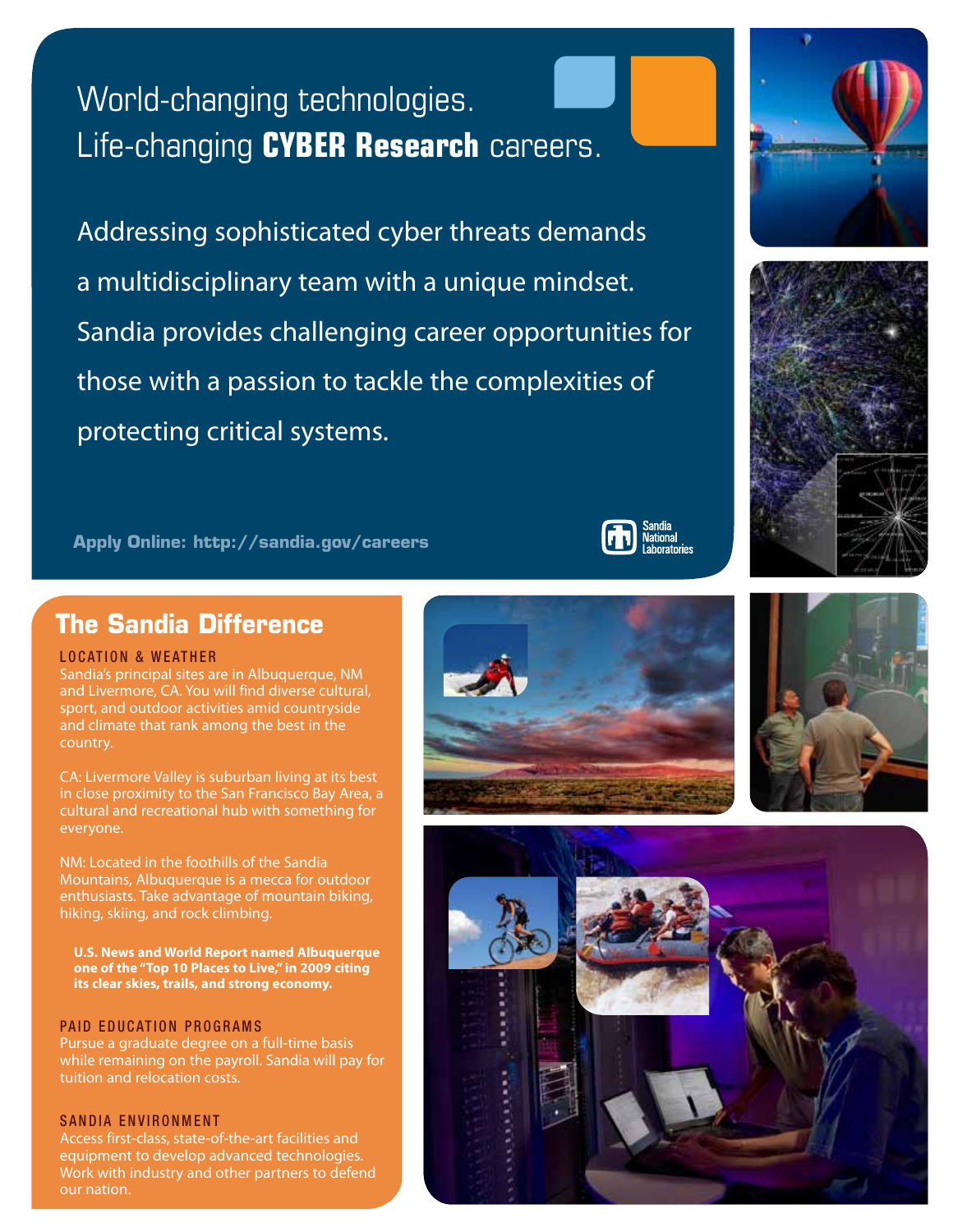# World-changing technologies. Life-changing **CYBER Research** careers.

Addressing sophisticated cyber threats demands a multidisciplinary team with a unique mindset. Sandia provides challenging career opportunities for those with a passion to tackle the complexities of protecting critical systems.

**Apply Online: http://sandia.gov/careers**

Sandia National Laboratories

## The Sandia Difference

### LOCATION & WEATHER

Sandia's principal sites are in Albuquerque, NM and Livermore, CA. You will find diverse cultural, sport, and outdoor activities amid countryside and climate that rank among the best in the country.

CA: Livermore Valley is suburban living at its best in close proximity to the San Francisco Bay Area, a cultural and recreational hub with something for everyone.

NM: Located in the foothills of the Sandia Mountains, Albuquerque is a mecca for outdoor enthusiasts. Take advantage of mountain biking, hiking, skiing, and rock climbing.

**U.S. News and World Report named Albuquerque one of the "Top 10 Places to Live," in 2009 citing its clear skies, trails, and strong economy.**

### PAID EDUCATION PROGRAMS

Pursue a graduate degree on a full-time basis while remaining on the payroll. Sandia will pay for tuition and relocation costs.

### SANDIA ENVIRONMENT

Access first-class, state-of-the-art facilities and equipment to develop advanced technologies. Work with industry and other partners to defend our nation.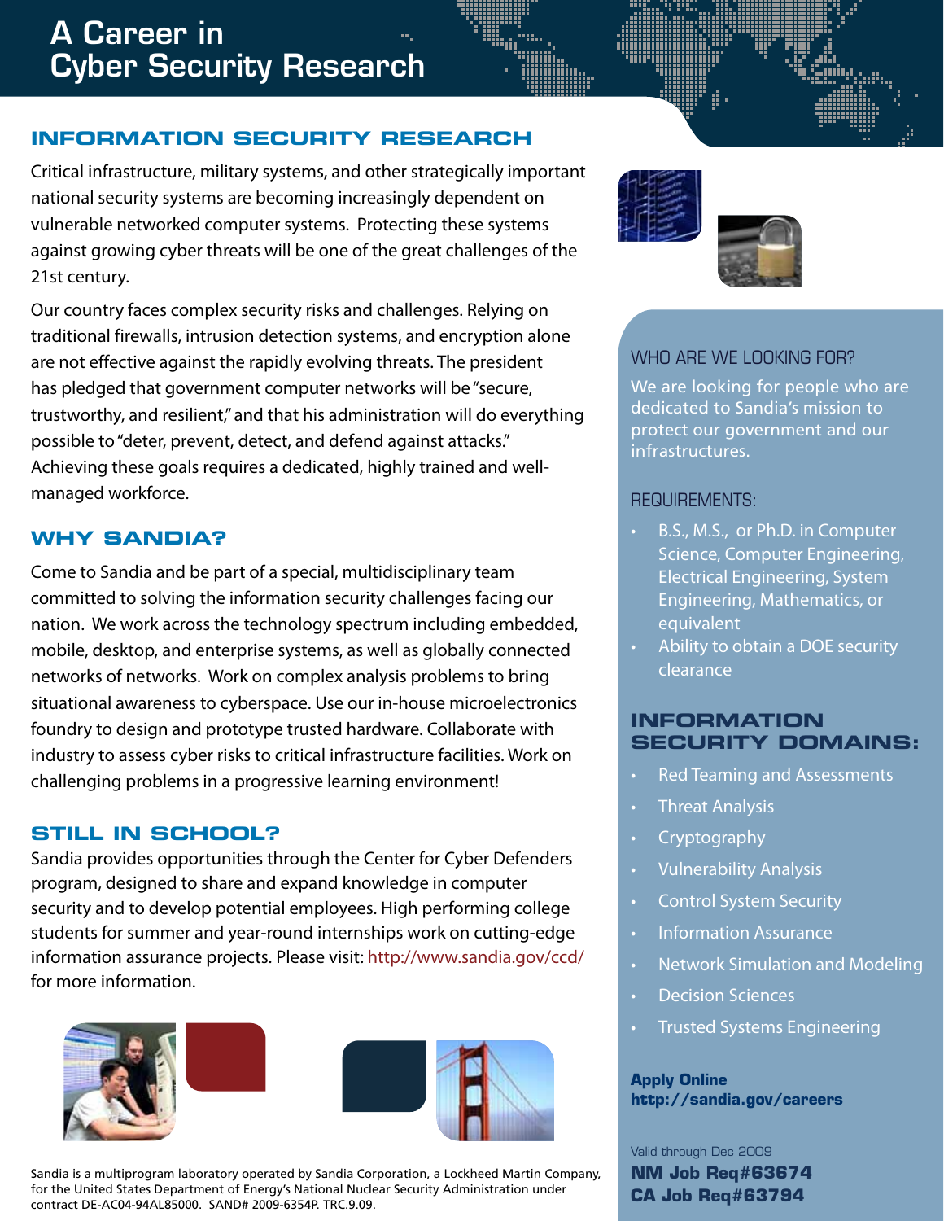# A Career in Cyber Security Research

## INFORMATION SECURITY RESEARCH

Critical infrastructure, military systems, and other strategically important national security systems are becoming increasingly dependent on vulnerable networked computer systems. Protecting these systems against growing cyber threats will be one of the great challenges of the 21st century.

Our country faces complex security risks and challenges. Relying on traditional firewalls, intrusion detection systems, and encryption alone are not effective against the rapidly evolving threats. The president has pledged that government computer networks will be "secure, trustworthy, and resilient," and that his administration will do everything possible to "deter, prevent, detect, and defend against attacks." Achieving these goals requires a dedicated, highly trained and well-managed workforce.

## WHY SANDIA?

Come to Sandia and be part of a special, multidisciplinary team committed to solving the information security challenges facing our nation. We work across the technology spectrum including embedded, mobile, desktop, and enterprise systems, as well as globally connected networks of networks. Work on complex analysis problems to bring situational awareness to cyberspace. Use our in-house microelectronics foundry to design and prototype trusted hardware. Collaborate with industry to assess cyber risks to critical infrastructure facilities. Work on challenging problems in a progressive learning environment!

## STILL IN SCHOOL?

Sandia provides opportunities through the Center for Cyber Defenders program, designed to share and expand knowledge in computer security and to develop potential employees. High performing college students for summer and year-round internships work on cutting-edge information assurance projects. Please visit: http://www.sandia.gov/ccd/ for more information.

### WHO ARE WE LOOKING FOR?

We are looking for people who are dedicated to Sandia's mission to protect our government and our infrastructures.

### REQUIREMENTS:

- B.S., M.S., or Ph.D. in Computer Science, Computer Engineering, Electrical Engineering, System Engineering, Mathematics, or equivalent
- Ability to obtain a DOE security clearance

## INFORMATION SECURITY DOMAINS:

- Red Teaming and Assessments
- Threat Analysis
- Cryptography
- Vulnerability Analysis
- Control System Security
- Information Assurance
- Network Simulation and Modeling
- Decision Sciences
- Trusted Systems Engineering

**Apply Online**
**http://sandia.gov/careers**

Valid through Dec 2009
**NM Job Req#63674**
**CA Job Req#63794**

Sandia is a multiprogram laboratory operated by Sandia Corporation, a Lockheed Martin Company, for the United States Department of Energy's National Nuclear Security Administration under contract DE-AC04-94AL85000. SAND# 2009-6354P. TRC.9.09.